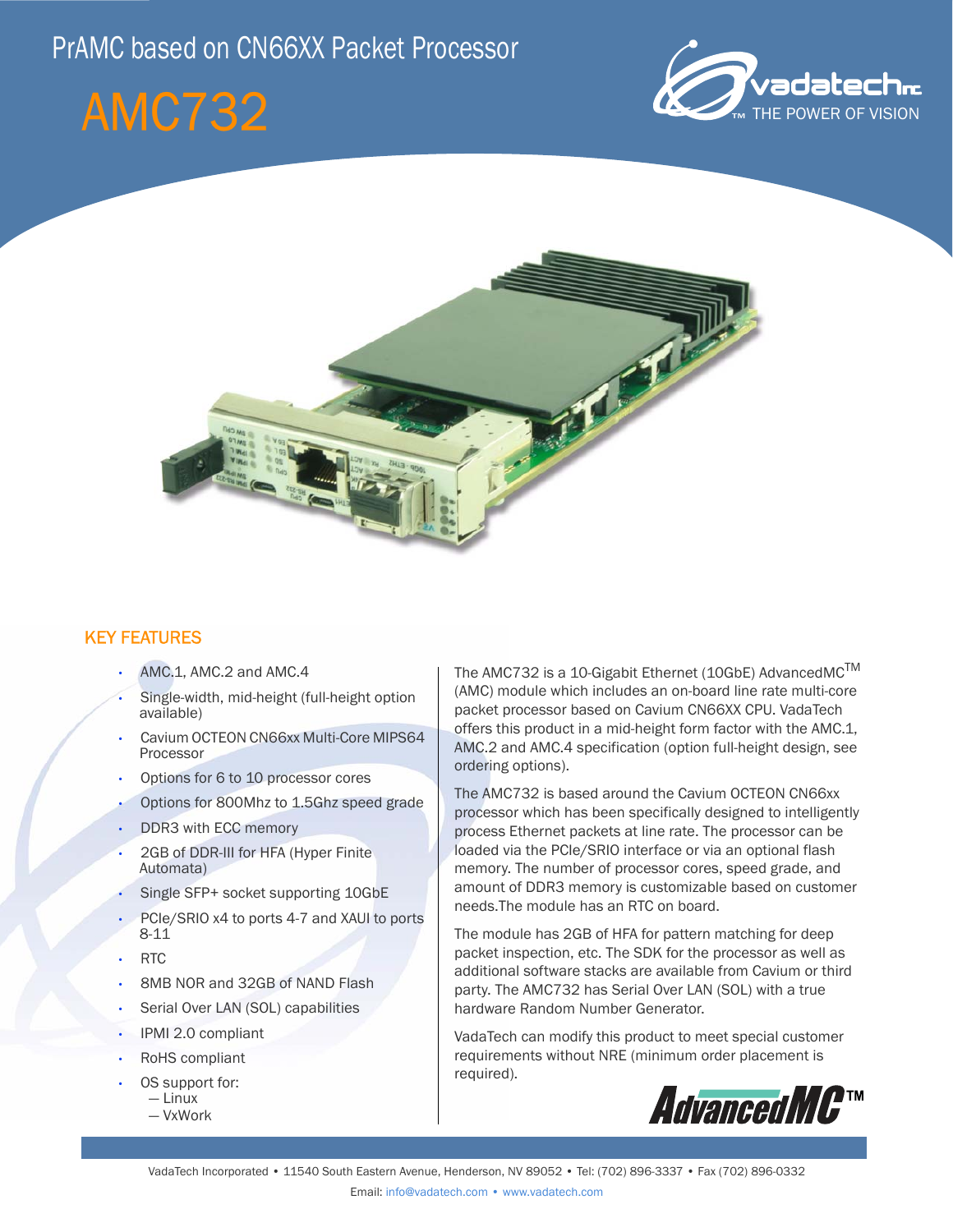# PrAMC based on CN66XX Packet Processor

# AMC732

vadatech THE POWER OF VISION

## KEY FEATURES

- AMC.1, AMC.2 and AMC.4
- Single-width, mid-height (full-height option available)
- Cavium OCTEON CN66xx Multi-Core MIPS64 Processor
- Options for 6 to 10 processor cores
- Options for 800Mhz to 1.5Ghz speed grade
- DDR3 with ECC memory
- 2GB of DDR-III for HFA (Hyper Finite Automata)
- Single SFP+ socket supporting 10GbE
- PCIe/SRIO x4 to ports 4-7 and XAUI to ports 8-11
- RTC
- 8MB NOR and 32GB of NAND Flash
- Serial Over LAN (SOL) capabilities
- IPMI 2.0 compliant
- RoHS compliant
- OS support for:
  - Linux
  - VxWork

The AMC732 is a 10-Gigabit Ethernet (10GbE) AdvancedMC™ (AMC) module which includes an on-board line rate multi-core packet processor based on Cavium CN66XX CPU. VadaTech offers this product in a mid-height form factor with the AMC.1, AMC.2 and AMC.4 specification (option full-height design, see ordering options).

The AMC732 is based around the Cavium OCTEON CN66xx processor which has been specifically designed to intelligently process Ethernet packets at line rate. The processor can be loaded via the PCIe/SRIO interface or via an optional flash memory. The number of processor cores, speed grade, and amount of DDR3 memory is customizable based on customer needs.The module has an RTC on board.

The module has 2GB of HFA for pattern matching for deep packet inspection, etc. The SDK for the processor as well as additional software stacks are available from Cavium or third party. The AMC732 has Serial Over LAN (SOL) with a true hardware Random Number Generator.

VadaTech can modify this product to meet special customer requirements without NRE (minimum order placement is required).

AdvancedMC™

VadaTech Incorporated • 11540 South Eastern Avenue, Henderson, NV 89052 • Tel: (702) 896-3337 • Fax (702) 896-0332

Email: info@vadatech.com • www.vadatech.com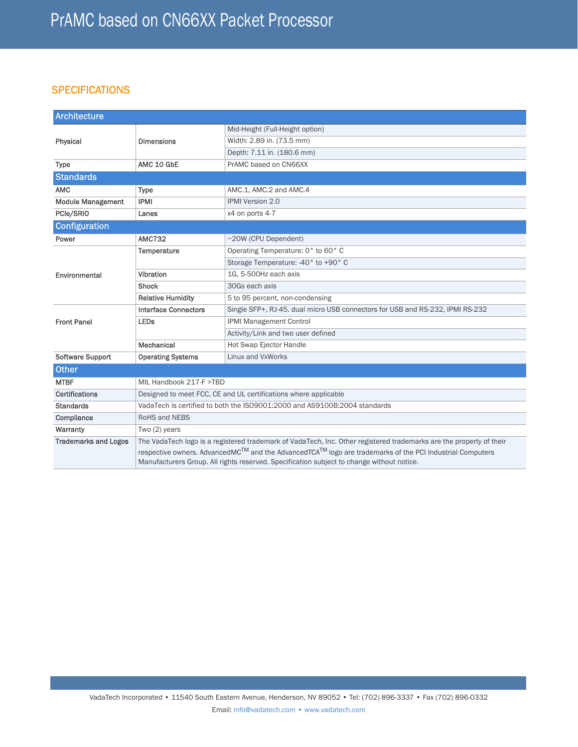## SPECIFICATIONS

| Architecture | | |
|---|---|---|
| Physical | Dimensions | Mid-Height (Full-Height option) |
| | | Width: 2.89 in. (73.5 mm) |
| | | Depth: 7.11 in. (180.6 mm) |
| Type | AMC 10 GbE | PrAMC based on CN66XX |
| **Standards** | | |
| AMC | Type | AMC.1, AMC.2 and AMC.4 |
| Module Management | IPMI | IPMI Version 2.0 |
| PCIe/SRIO | Lanes | x4 on ports 4-7 |
| **Configuration** | | |
| Power | AMC732 | ~20W (CPU Dependent) |
| Environmental | Temperature | Operating Temperature: 0° to 60° C |
| | | Storage Temperature: -40° to +90° C |
| | Vibration | 1G, 5-500Hz each axis |
| | Shock | 30Gs each axis |
| | Relative Humidity | 5 to 95 percent, non-condensing |
| Front Panel | Interface Connectors | Single SFP+, RJ-45. dual micro USB connectors for USB and RS-232, IPMI RS-232 |
| | LEDs | IPMI Management Control |
| | | Activity/Link and two user defined |
| | Mechanical | Hot Swap Ejector Handle |
| Software Support | Operating Systems | Linux and VxWorks |

| Other | |
|---|---|
| MTBF | MIL Handbook 217-F >TBD |
| Certifications | Designed to meet FCC, CE and UL certifications where applicable |
| Standards | VadaTech is certified to both the ISO9001:2000 and AS9100B:2004 standards |
| Compliance | RoHS and NEBS |
| Warranty | Two (2) years |
| Trademarks and Logos | The VadaTech logo is a registered trademark of VadaTech, Inc. Other registered trademarks are the property of their respective owners. AdvancedMC™ and the AdvancedTCA™ logo are trademarks of the PCI Industrial Computers Manufacturers Group. All rights reserved. Specification subject to change without notice. |

VadaTech Incorporated • 11540 South Eastern Avenue, Henderson, NV 89052 • Tel: (702) 896-3337 • Fax (702) 896-0332

Email: info@vadatech.com • www.vadatech.com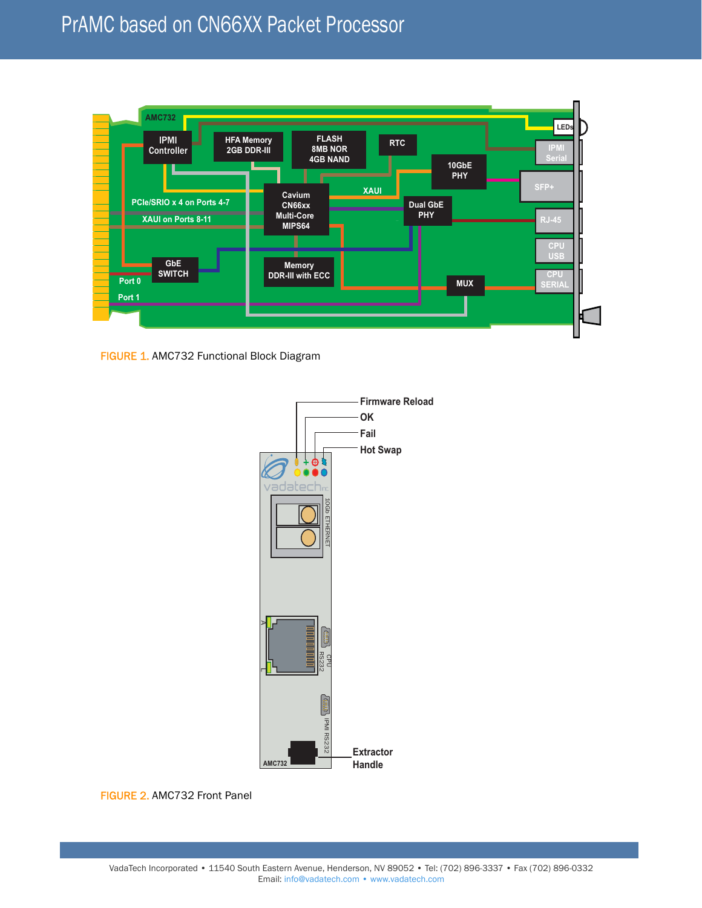# PrAMC based on CN66XX Packet Processor

FIGURE 1. AMC732 Functional Block Diagram

FIGURE 2. AMC732 Front Panel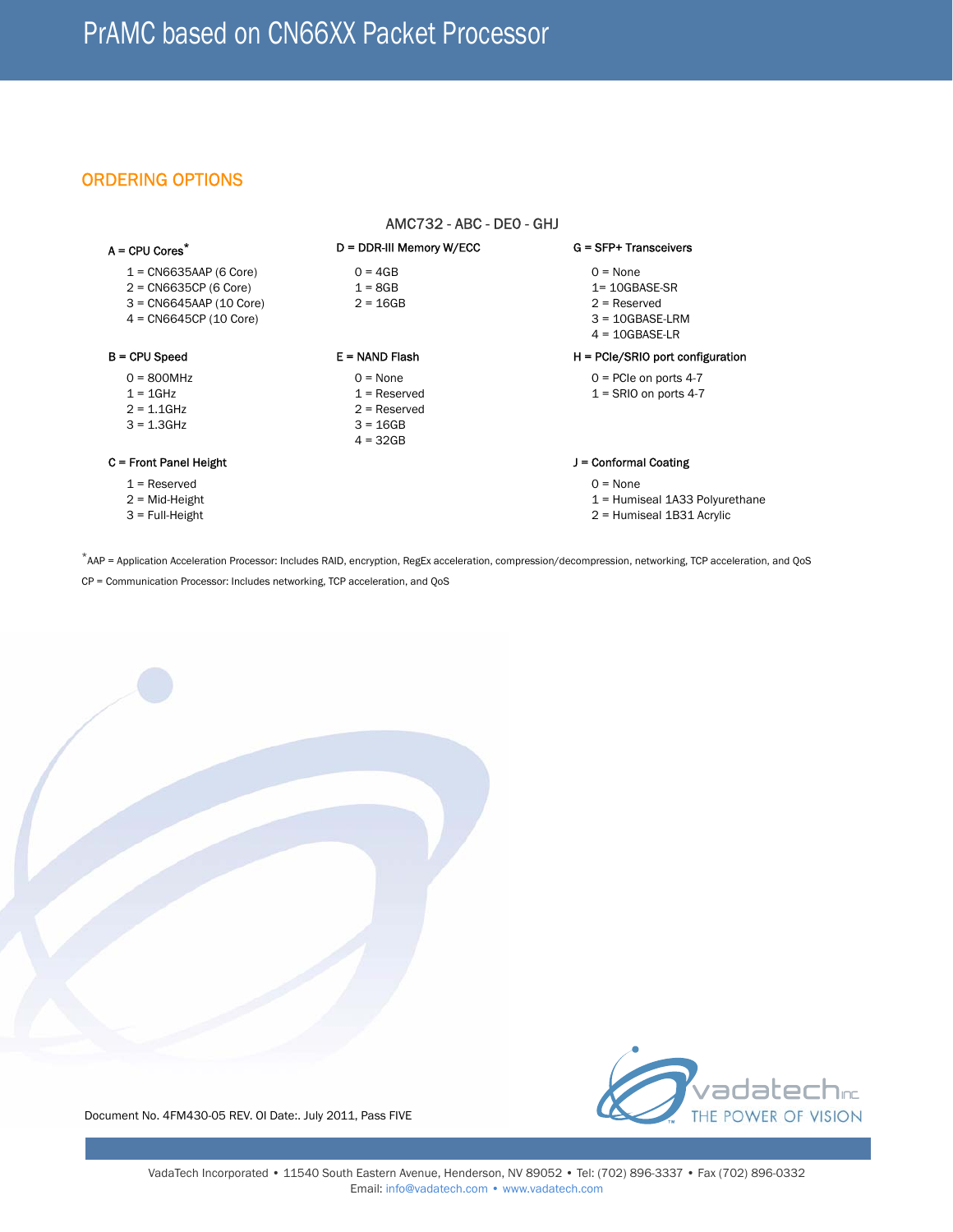## ORDERING OPTIONS

AMC732 - ABC - DE0 - GHJ

**A = CPU Cores***

- 1 = CN6635AAP (6 Core)
- 2 = CN6635CP (6 Core)
- 3 = CN6645AAP (10 Core)
- 4 = CN6645CP (10 Core)

**B = CPU Speed**

- 0 = 800MHz
- 1 = 1GHz
- 2 = 1.1GHz
- 3 = 1.3GHz

**C = Front Panel Height**

- 1 = Reserved
- 2 = Mid-Height
- 3 = Full-Height

**D = DDR-III Memory W/ECC**

- 0 = 4GB
- 1 = 8GB
- 2 = 16GB

**E = NAND Flash**

- 0 = None
- 1 = Reserved
- 2 = Reserved
- 3 = 16GB
- 4 = 32GB

**G = SFP+ Transceivers**

- 0 = None
- 1= 10GBASE-SR
- 2 = Reserved
- 3 = 10GBASE-LRM
- 4 = 10GBASE-LR

**H = PCIe/SRIO port configuration**

- 0 = PCIe on ports 4-7
- 1 = SRIO on ports 4-7

**J = Conformal Coating**

- 0 = None
- 1 = Humiseal 1A33 Polyurethane
- 2 = Humiseal 1B31 Acrylic

*AAP = Application Acceleration Processor: Includes RAID, encryption, RegEx acceleration, compression/decompression, networking, TCP acceleration, and QoS

CP = Communication Processor: Includes networking, TCP acceleration, and QoS

Document No. 4FM430-05 REV. OI Date:. July 2011, Pass FIVE

vadatech inc — THE POWER OF VISION

VadaTech Incorporated • 11540 South Eastern Avenue, Henderson, NV 89052 • Tel: (702) 896-3337 • Fax (702) 896-0332
Email: info@vadatech.com • www.vadatech.com